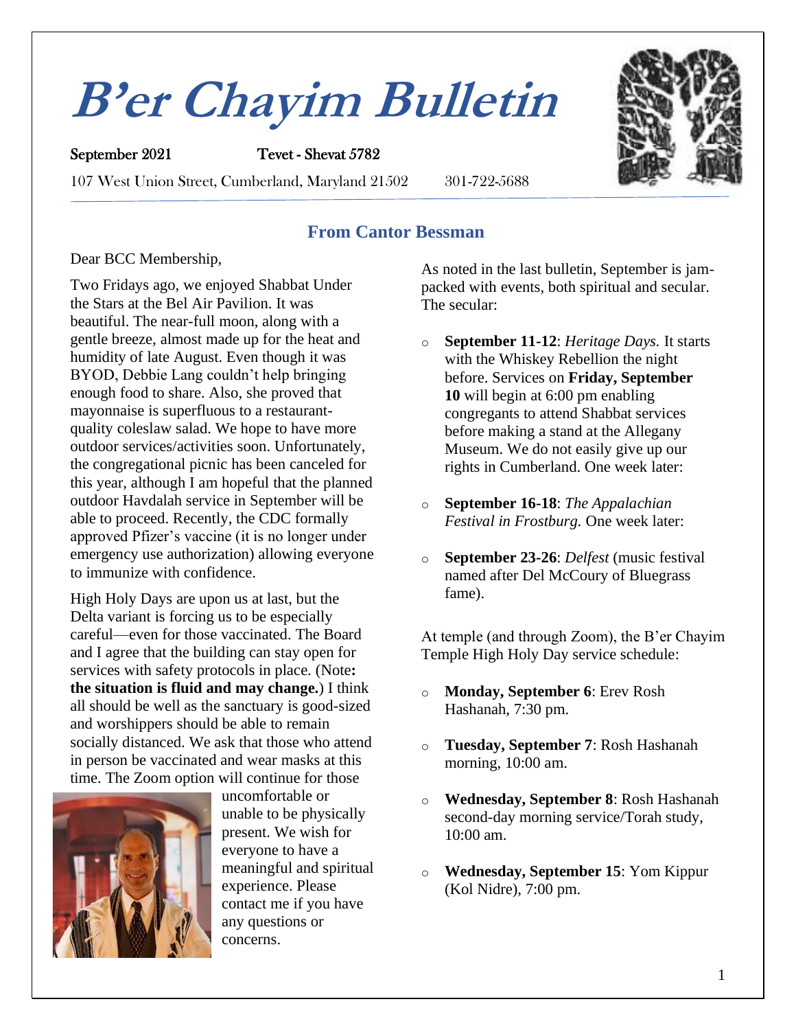# B'er Chayim Bulletin

September 2021 Tevet - Shevat 5782

107 West Union Street, Cumberland, Maryland 21502 301-722-5688

## From Cantor Bessman

Dear BCC Membership,

Two Fridays ago, we enjoyed Shabbat Under the Stars at the Bel Air Pavilion. It was beautiful. The near-full moon, along with a gentle breeze, almost made up for the heat and humidity of late August. Even though it was BYOD, Debbie Lang couldn't help bringing enough food to share. Also, she proved that mayonnaise is superfluous to a restaurant-quality coleslaw salad. We hope to have more outdoor services/activities soon. Unfortunately, the congregational picnic has been canceled for this year, although I am hopeful that the planned outdoor Havdalah service in September will be able to proceed. Recently, the CDC formally approved Pfizer's vaccine (it is no longer under emergency use authorization) allowing everyone to immunize with confidence.

High Holy Days are upon us at last, but the Delta variant is forcing us to be especially careful—even for those vaccinated. The Board and I agree that the building can stay open for services with safety protocols in place. (Note**: the situation is fluid and may change.**) I think all should be well as the sanctuary is good-sized and worshippers should be able to remain socially distanced. We ask that those who attend in person be vaccinated and wear masks at this time. The Zoom option will continue for those uncomfortable or unable to be physically present. We wish for everyone to have a meaningful and spiritual experience. Please contact me if you have any questions or concerns.

As noted in the last bulletin, September is jam-packed with events, both spiritual and secular. The secular:

- **September 11-12**: *Heritage Days.* It starts with the Whiskey Rebellion the night before. Services on **Friday, September 10** will begin at 6:00 pm enabling congregants to attend Shabbat services before making a stand at the Allegany Museum. We do not easily give up our rights in Cumberland. One week later:
- **September 16-18**: *The Appalachian Festival in Frostburg.* One week later:
- **September 23-26**: *Delfest* (music festival named after Del McCoury of Bluegrass fame).

At temple (and through Zoom), the B'er Chayim Temple High Holy Day service schedule:

- **Monday, September 6**: Erev Rosh Hashanah, 7:30 pm.
- **Tuesday, September 7**: Rosh Hashanah morning, 10:00 am.
- **Wednesday, September 8**: Rosh Hashanah second-day morning service/Torah study, 10:00 am.
- **Wednesday, September 15**: Yom Kippur (Kol Nidre), 7:00 pm.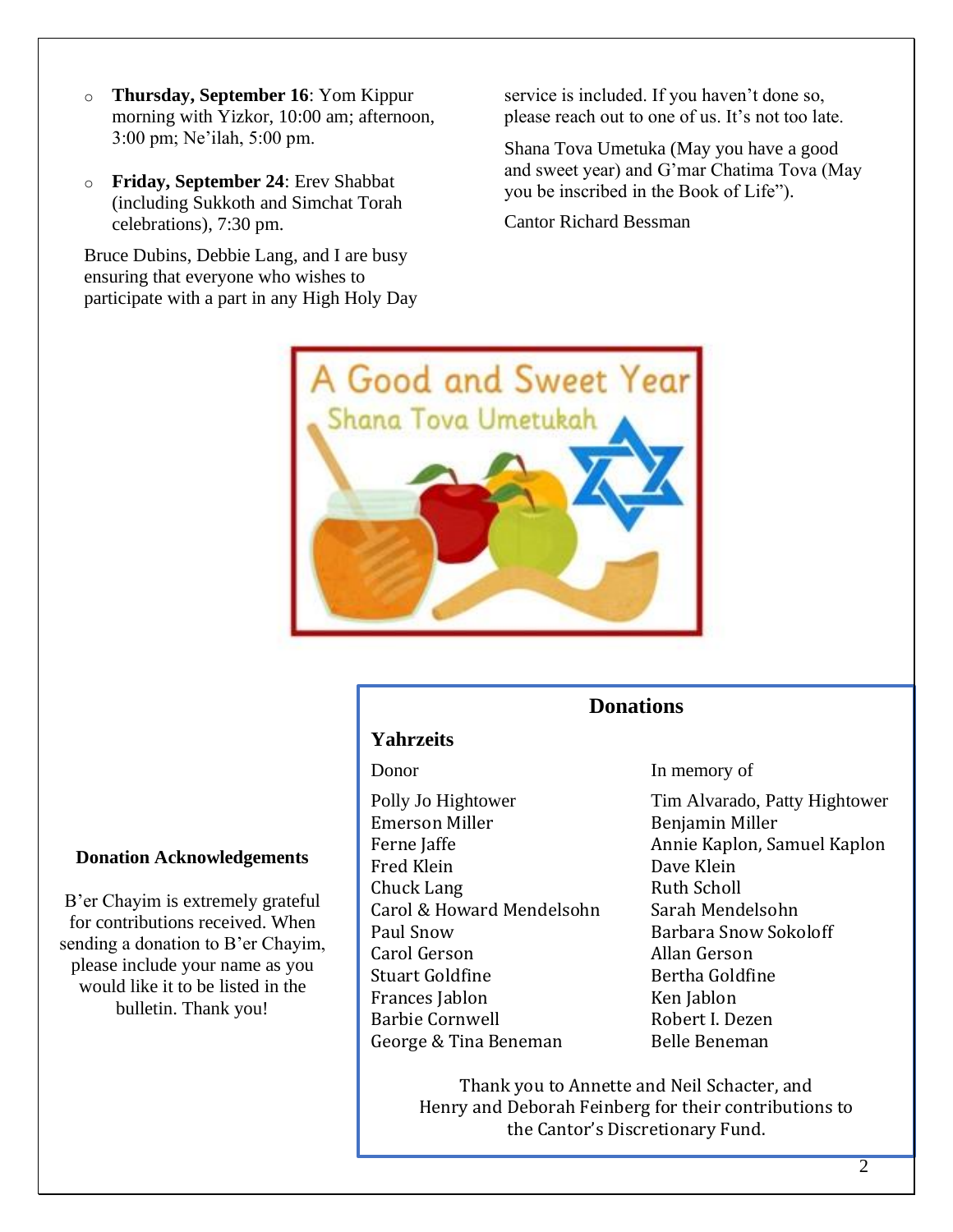- **Thursday, September 16**: Yom Kippur morning with Yizkor, 10:00 am; afternoon, 3:00 pm; Ne'ilah, 5:00 pm.
- **Friday, September 24**: Erev Shabbat (including Sukkoth and Simchat Torah celebrations), 7:30 pm.

Bruce Dubins, Debbie Lang, and I are busy ensuring that everyone who wishes to participate with a part in any High Holy Day service is included. If you haven't done so, please reach out to one of us. It's not too late.

Shana Tova Umetuka (May you have a good and sweet year) and G'mar Chatima Tova (May you be inscribed in the Book of Life").

Cantor Richard Bessman

**Donation Acknowledgements**

B'er Chayim is extremely grateful for contributions received. When sending a donation to B'er Chayim, please include your name as you would like it to be listed in the bulletin. Thank you!

## Donations

### Yahrzeits

| Donor | In memory of |
| --- | --- |
| Polly Jo Hightower | Tim Alvarado, Patty Hightower |
| Emerson Miller | Benjamin Miller |
| Ferne Jaffe | Annie Kaplon, Samuel Kaplon |
| Fred Klein | Dave Klein |
| Chuck Lang | Ruth Scholl |
| Carol & Howard Mendelsohn | Sarah Mendelsohn |
| Paul Snow | Barbara Snow Sokoloff |
| Carol Gerson | Allan Gerson |
| Stuart Goldfine | Bertha Goldfine |
| Frances Jablon | Ken Jablon |
| Barbie Cornwell | Robert I. Dezen |
| George & Tina Beneman | Belle Beneman |

Thank you to Annette and Neil Schacter, and Henry and Deborah Feinberg for their contributions to the Cantor's Discretionary Fund.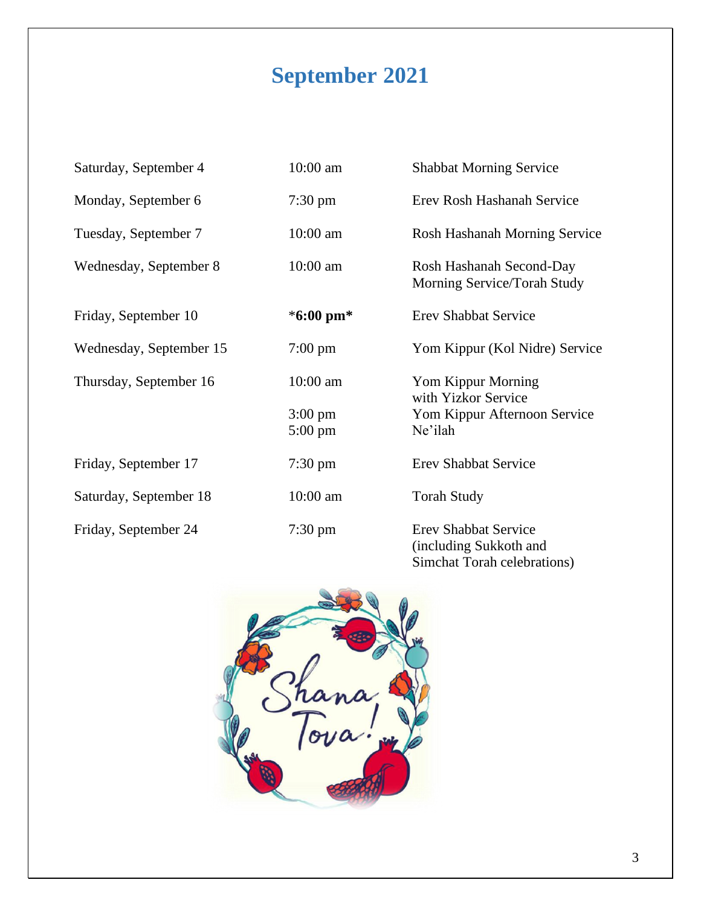# September 2021

| | | |
|---|---|---|
| Saturday, September 4 | 10:00 am | Shabbat Morning Service |
| Monday, September 6 | 7:30 pm | Erev Rosh Hashanah Service |
| Tuesday, September 7 | 10:00 am | Rosh Hashanah Morning Service |
| Wednesday, September 8 | 10:00 am | Rosh Hashanah Second-Day Morning Service/Torah Study |
| Friday, September 10 | ***6:00 pm*** | Erev Shabbat Service |
| Wednesday, September 15 | 7:00 pm | Yom Kippur (Kol Nidre) Service |
| Thursday, September 16 | 10:00 am | Yom Kippur Morning with Yizkor Service |
| | 3:00 pm | Yom Kippur Afternoon Service |
| | 5:00 pm | Ne'ilah |
| Friday, September 17 | 7:30 pm | Erev Shabbat Service |
| Saturday, September 18 | 10:00 am | Torah Study |
| Friday, September 24 | 7:30 pm | Erev Shabbat Service (including Sukkoth and Simchat Torah celebrations) |

Shana Tova!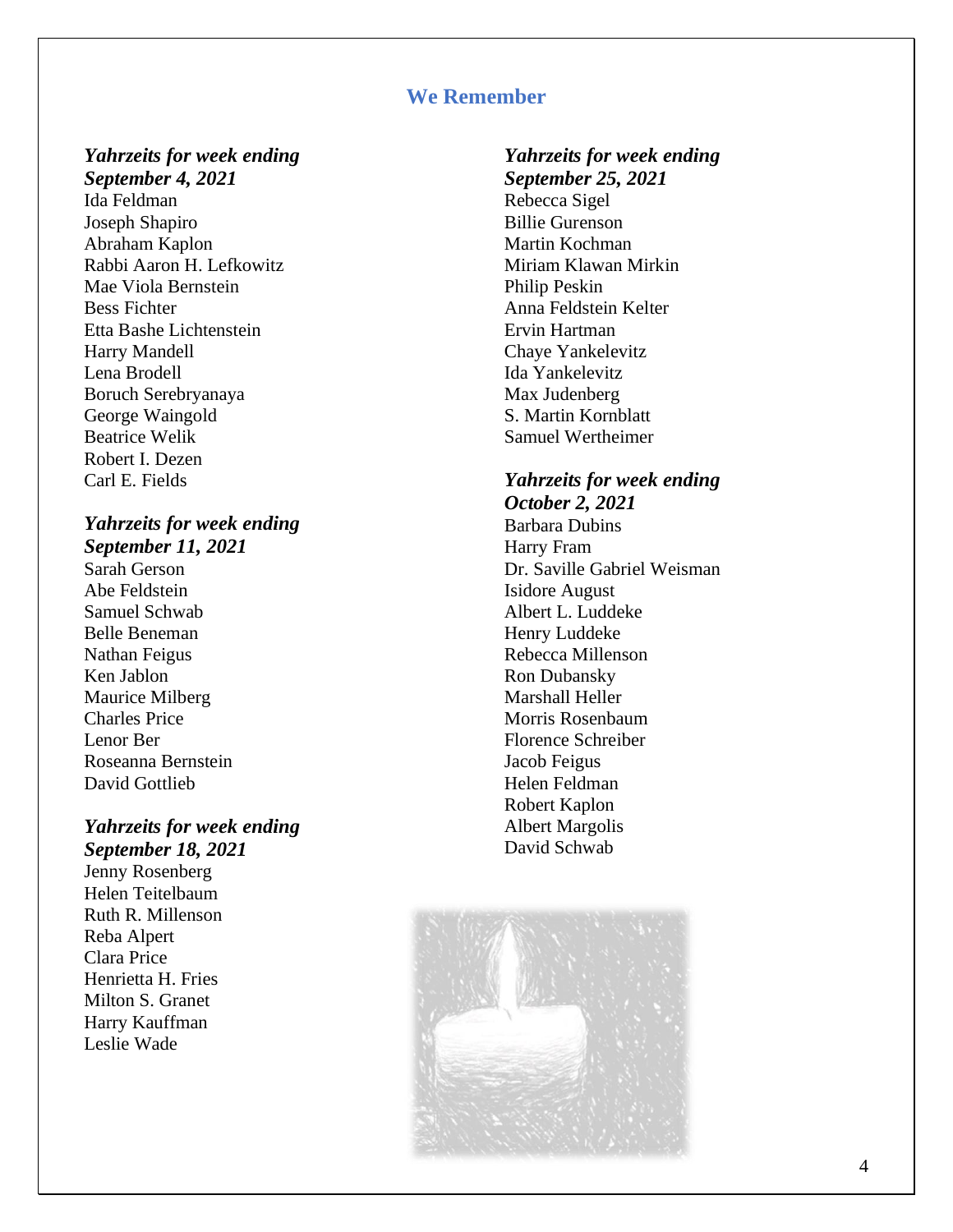## We Remember

***Yahrzeits for week ending September 4, 2021***

Ida Feldman
Joseph Shapiro
Abraham Kaplon
Rabbi Aaron H. Lefkowitz
Mae Viola Bernstein
Bess Fichter
Etta Bashe Lichtenstein
Harry Mandell
Lena Brodell
Boruch Serebryanaya
George Waingold
Beatrice Welik
Robert I. Dezen
Carl E. Fields

***Yahrzeits for week ending September 11, 2021***

Sarah Gerson
Abe Feldstein
Samuel Schwab
Belle Beneman
Nathan Feigus
Ken Jablon
Maurice Milberg
Charles Price
Lenor Ber
Roseanna Bernstein
David Gottlieb

***Yahrzeits for week ending September 18, 2021***

Jenny Rosenberg
Helen Teitelbaum
Ruth R. Millenson
Reba Alpert
Clara Price
Henrietta H. Fries
Milton S. Granet
Harry Kauffman
Leslie Wade

***Yahrzeits for week ending September 25, 2021***

Rebecca Sigel
Billie Gurenson
Martin Kochman
Miriam Klawan Mirkin
Philip Peskin
Anna Feldstein Kelter
Ervin Hartman
Chaye Yankelevitz
Ida Yankelevitz
Max Judenberg
S. Martin Kornblatt
Samuel Wertheimer

***Yahrzeits for week ending October 2, 2021***

Barbara Dubins
Harry Fram
Dr. Saville Gabriel Weisman
Isidore August
Albert L. Luddeke
Henry Luddeke
Rebecca Millenson
Ron Dubansky
Marshall Heller
Morris Rosenbaum
Florence Schreiber
Jacob Feigus
Helen Feldman
Robert Kaplon
Albert Margolis
David Schwab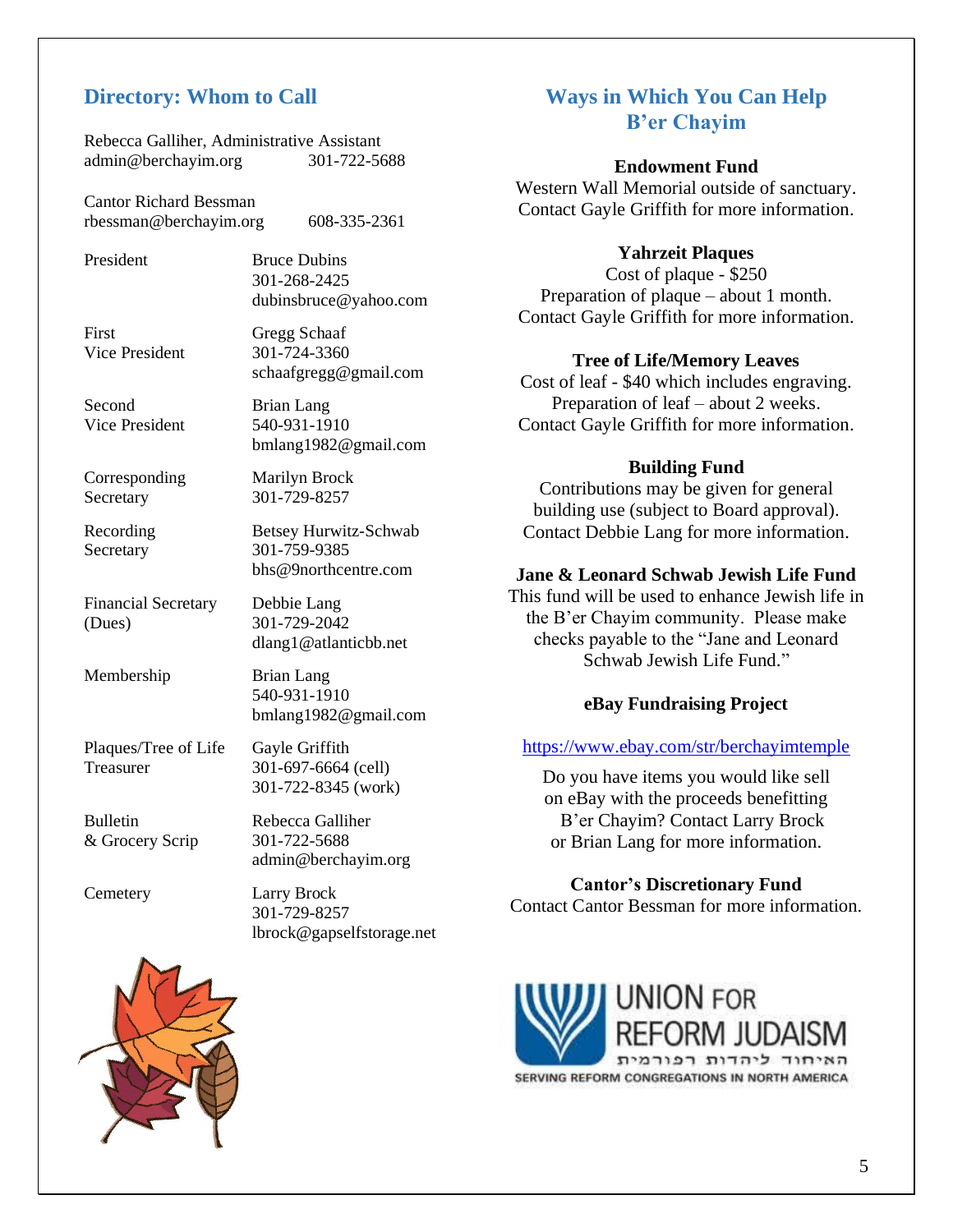## Directory: Whom to Call

Rebecca Galliher, Administrative Assistant
admin@berchayim.org 301-722-5688

Cantor Richard Bessman
rbessman@berchayim.org 608-335-2361

| | |
|---|---|
| President | Bruce Dubins<br>301-268-2425<br>dubinsbruce@yahoo.com |
| First Vice President | Gregg Schaaf<br>301-724-3360<br>schaafgregg@gmail.com |
| Second Vice President | Brian Lang<br>540-931-1910<br>bmlang1982@gmail.com |
| Corresponding Secretary | Marilyn Brock<br>301-729-8257 |
| Recording Secretary | Betsey Hurwitz-Schwab<br>301-759-9385<br>bhs@9northcentre.com |
| Financial Secretary (Dues) | Debbie Lang<br>301-729-2042<br>dlang1@atlanticbb.net |
| Membership | Brian Lang<br>540-931-1910<br>bmlang1982@gmail.com |
| Plaques/Tree of Life Treasurer | Gayle Griffith<br>301-697-6664 (cell)<br>301-722-8345 (work) |
| Bulletin & Grocery Scrip | Rebecca Galliher<br>301-722-5688<br>admin@berchayim.org |
| Cemetery | Larry Brock<br>301-729-8257<br>lbrock@gapselfstorage.net |

## Ways in Which You Can Help B'er Chayim

**Endowment Fund**

Western Wall Memorial outside of sanctuary.
Contact Gayle Griffith for more information.

**Yahrzeit Plaques**

Cost of plaque - $250
Preparation of plaque – about 1 month.
Contact Gayle Griffith for more information.

**Tree of Life/Memory Leaves**

Cost of leaf - $40 which includes engraving.
Preparation of leaf – about 2 weeks.
Contact Gayle Griffith for more information.

**Building Fund**

Contributions may be given for general building use (subject to Board approval).
Contact Debbie Lang for more information.

**Jane & Leonard Schwab Jewish Life Fund**

This fund will be used to enhance Jewish life in the B'er Chayim community. Please make checks payable to the "Jane and Leonard Schwab Jewish Life Fund."

**eBay Fundraising Project**

https://www.ebay.com/str/berchayimtemple

Do you have items you would like sell on eBay with the proceeds benefitting B'er Chayim? Contact Larry Brock or Brian Lang for more information.

**Cantor's Discretionary Fund**

Contact Cantor Bessman for more information.

UNION FOR REFORM JUDAISM
האיחוד ליהדות רפורמית
SERVING REFORM CONGREGATIONS IN NORTH AMERICA